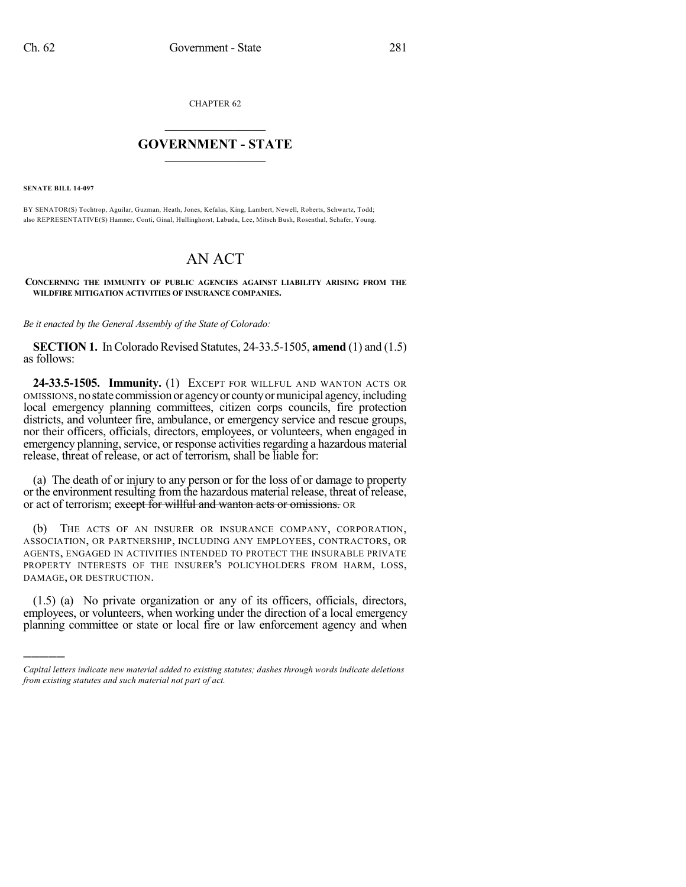CHAPTER 62

## GOVERNMENT - STATE

**SENATE BILL 14-097**

BY SENATOR(S) Tochtrop, Aguilar, Guzman, Heath, Jones, Kefalas, King, Lambert, Newell, Roberts, Schwartz, Todd; also REPRESENTATIVE(S) Hamner, Conti, Ginal, Hullinghorst, Labuda, Lee, Mitsch Bush, Rosenthal, Schafer, Young.

# AN ACT

**CONCERNING THE IMMUNITY OF PUBLIC AGENCIES AGAINST LIABILITY ARISING FROM THE WILDFIRE MITIGATION ACTIVITIES OF INSURANCE COMPANIES.**

*Be it enacted by the General Assembly of the State of Colorado:*

**SECTION 1.** In Colorado Revised Statutes, 24-33.5-1505, **amend** (1) and (1.5) as follows:

**24-33.5-1505. Immunity.** (1) EXCEPT FOR WILLFUL AND WANTON ACTS OR OMISSIONS, no state commission or agency or county or municipal agency, including local emergency planning committees, citizen corps councils, fire protection districts, and volunteer fire, ambulance, or emergency service and rescue groups, nor their officers, officials, directors, employees, or volunteers, when engaged in emergency planning, service, or response activities regarding a hazardous material release, threat of release, or act of terrorism, shall be liable for:

(a) The death of or injury to any person or for the loss of or damage to property or the environment resulting from the hazardous material release, threat of release, or act of terrorism; ~~except for willful and wanton acts or omissions.~~ OR

(b) THE ACTS OF AN INSURER OR INSURANCE COMPANY, CORPORATION, ASSOCIATION, OR PARTNERSHIP, INCLUDING ANY EMPLOYEES, CONTRACTORS, OR AGENTS, ENGAGED IN ACTIVITIES INTENDED TO PROTECT THE INSURABLE PRIVATE PROPERTY INTERESTS OF THE INSURER'S POLICYHOLDERS FROM HARM, LOSS, DAMAGE, OR DESTRUCTION.

(1.5) (a) No private organization or any of its officers, officials, directors, employees, or volunteers, when working under the direction of a local emergency planning committee or state or local fire or law enforcement agency and when

*Capital letters indicate new material added to existing statutes; dashes through words indicate deletions from existing statutes and such material not part of act.*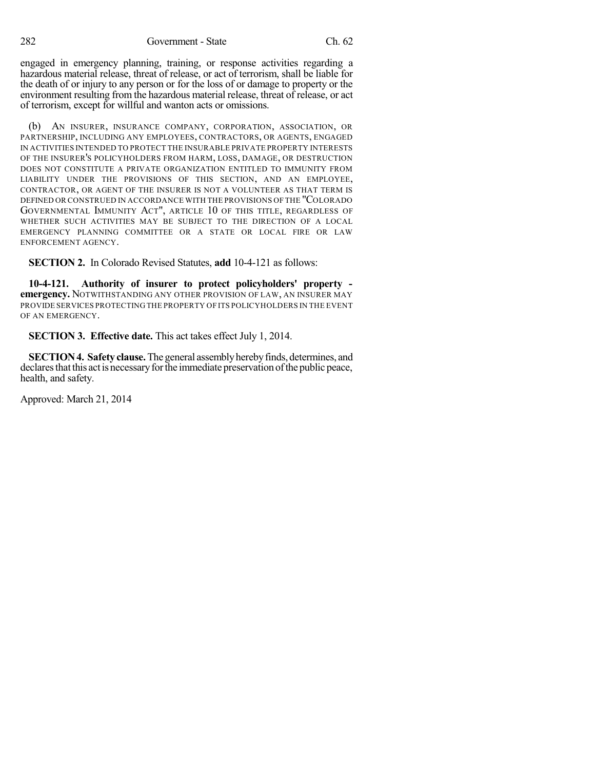engaged in emergency planning, training, or response activities regarding a hazardous material release, threat of release, or act of terrorism, shall be liable for the death of or injury to any person or for the loss of or damage to property or the environment resulting from the hazardous material release, threat of release, or act of terrorism, except for willful and wanton acts or omissions.

(b) AN INSURER, INSURANCE COMPANY, CORPORATION, ASSOCIATION, OR PARTNERSHIP, INCLUDING ANY EMPLOYEES, CONTRACTORS, OR AGENTS, ENGAGED IN ACTIVITIES INTENDED TO PROTECT THE INSURABLE PRIVATE PROPERTY INTERESTS OF THE INSURER'S POLICYHOLDERS FROM HARM, LOSS, DAMAGE, OR DESTRUCTION DOES NOT CONSTITUTE A PRIVATE ORGANIZATION ENTITLED TO IMMUNITY FROM LIABILITY UNDER THE PROVISIONS OF THIS SECTION, AND AN EMPLOYEE, CONTRACTOR, OR AGENT OF THE INSURER IS NOT A VOLUNTEER AS THAT TERM IS DEFINED OR CONSTRUED IN ACCORDANCE WITH THE PROVISIONS OF THE "COLORADO GOVERNMENTAL IMMUNITY ACT", ARTICLE 10 OF THIS TITLE, REGARDLESS OF WHETHER SUCH ACTIVITIES MAY BE SUBJECT TO THE DIRECTION OF A LOCAL EMERGENCY PLANNING COMMITTEE OR A STATE OR LOCAL FIRE OR LAW ENFORCEMENT AGENCY.

**SECTION 2.** In Colorado Revised Statutes, **add** 10-4-121 as follows:

**10-4-121. Authority of insurer to protect policyholders' property - emergency.** NOTWITHSTANDING ANY OTHER PROVISION OF LAW, AN INSURER MAY PROVIDE SERVICES PROTECTING THE PROPERTY OF ITS POLICYHOLDERS IN THE EVENT OF AN EMERGENCY.

**SECTION 3. Effective date.** This act takes effect July 1, 2014.

**SECTION 4. Safety clause.** The general assembly hereby finds, determines, and declares that this act is necessary for the immediate preservation of the public peace, health, and safety.

Approved: March 21, 2014